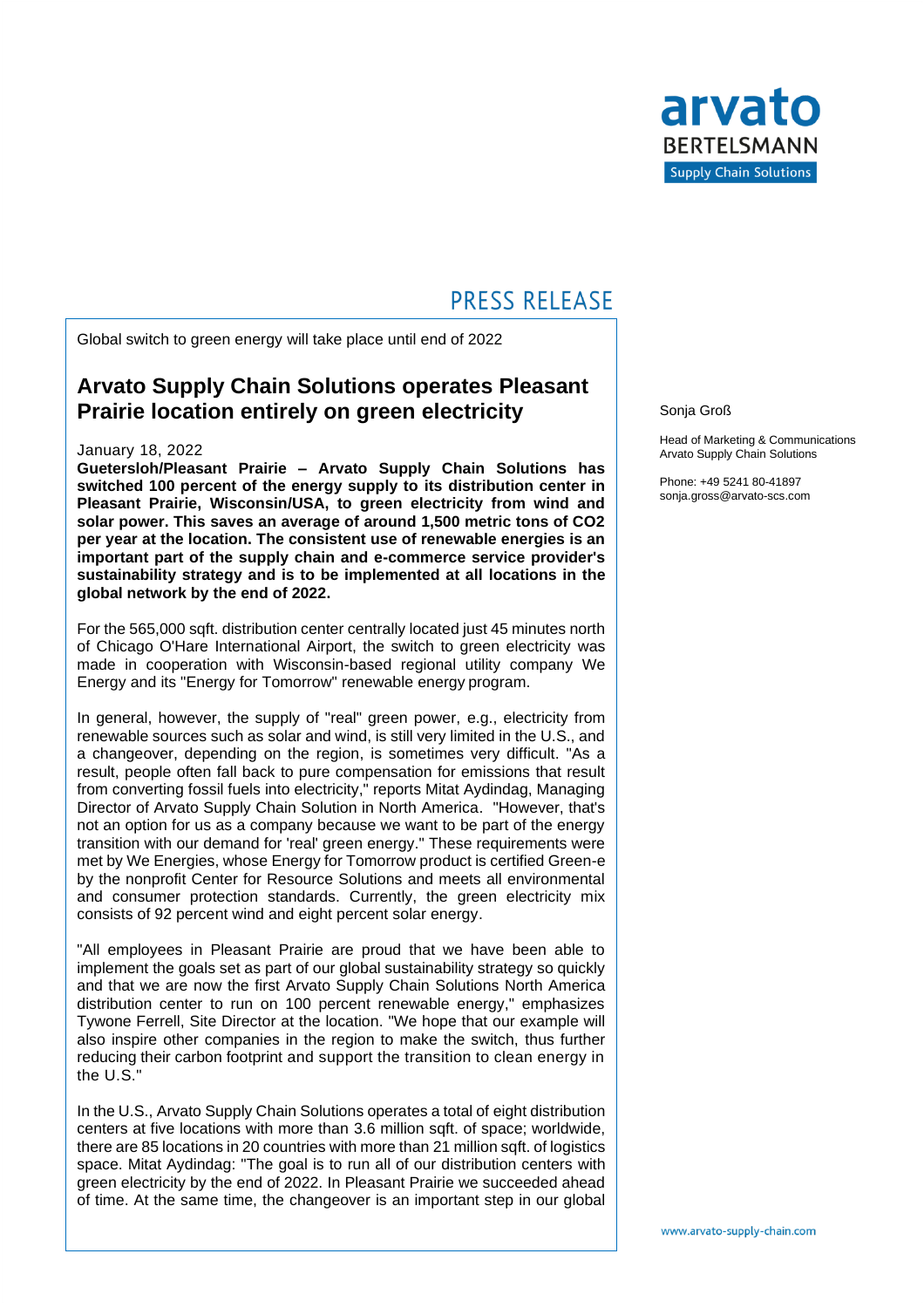PRESS RELEASE

Global switch to green energy will take place until end of 2022

## Arvato Supply Chain Solutions operates Pleasant Prairie location entirely on green electricity

January 18, 2022

**Guetersloh/Pleasant Prairie – Arvato Supply Chain Solutions has switched 100 percent of the energy supply to its distribution center in Pleasant Prairie, Wisconsin/USA, to green electricity from wind and solar power. This saves an average of around 1,500 metric tons of $CO_2$ per year at the location. The consistent use of renewable energies is an important part of the supply chain and e-commerce service provider's sustainability strategy and is to be implemented at all locations in the global network by the end of 2022.**

For the 565,000 sqft. distribution center centrally located just 45 minutes north of Chicago O'Hare International Airport, the switch to green electricity was made in cooperation with Wisconsin-based regional utility company We Energy and its "Energy for Tomorrow" renewable energy program.

In general, however, the supply of "real" green power, e.g., electricity from renewable sources such as solar and wind, is still very limited in the U.S., and a changeover, depending on the region, is sometimes very difficult. "As a result, people often fall back to pure compensation for emissions that result from converting fossil fuels into electricity," reports Mitat Aydindag, Managing Director of Arvato Supply Chain Solution in North America. "However, that's not an option for us as a company because we want to be part of the energy transition with our demand for 'real' green energy." These requirements were met by We Energies, whose Energy for Tomorrow product is certified Green-e by the nonprofit Center for Resource Solutions and meets all environmental and consumer protection standards. Currently, the green electricity mix consists of 92 percent wind and eight percent solar energy.

"All employees in Pleasant Prairie are proud that we have been able to implement the goals set as part of our global sustainability strategy so quickly and that we are now the first Arvato Supply Chain Solutions North America distribution center to run on 100 percent renewable energy," emphasizes Tywone Ferrell, Site Director at the location. "We hope that our example will also inspire other companies in the region to make the switch, thus further reducing their carbon footprint and support the transition to clean energy in the U.S."

In the U.S., Arvato Supply Chain Solutions operates a total of eight distribution centers at five locations with more than 3.6 million sqft. of space; worldwide, there are 85 locations in 20 countries with more than 21 million sqft. of logistics space. Mitat Aydindag: "The goal is to run all of our distribution centers with green electricity by the end of 2022. In Pleasant Prairie we succeeded ahead of time. At the same time, the changeover is an important step in our global

Sonja Groß

Head of Marketing & Communications
Arvato Supply Chain Solutions

Phone: +49 5241 80-41897
sonja.gross@arvato-scs.com

www.arvato-supply-chain.com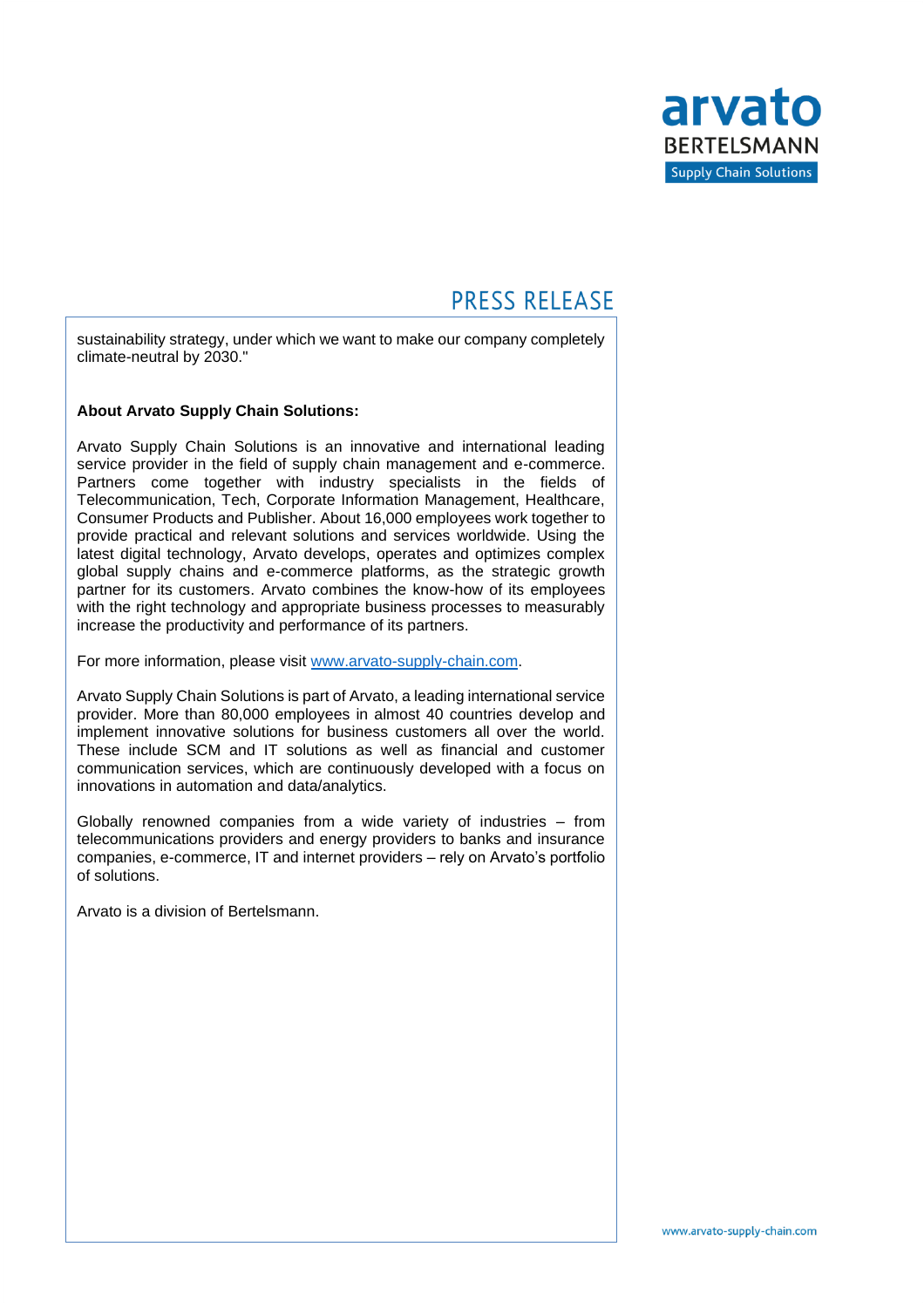sustainability strategy, under which we want to make our company completely climate-neutral by 2030."

**About Arvato Supply Chain Solutions:**

Arvato Supply Chain Solutions is an innovative and international leading service provider in the field of supply chain management and e-commerce. Partners come together with industry specialists in the fields of Telecommunication, Tech, Corporate Information Management, Healthcare, Consumer Products and Publisher. About 16,000 employees work together to provide practical and relevant solutions and services worldwide. Using the latest digital technology, Arvato develops, operates and optimizes complex global supply chains and e-commerce platforms, as the strategic growth partner for its customers. Arvato combines the know-how of its employees with the right technology and appropriate business processes to measurably increase the productivity and performance of its partners.

For more information, please visit [www.arvato-supply-chain.com](http://www.arvato-supply-chain.com).

Arvato Supply Chain Solutions is part of Arvato, a leading international service provider. More than 80,000 employees in almost 40 countries develop and implement innovative solutions for business customers all over the world. These include SCM and IT solutions as well as financial and customer communication services, which are continuously developed with a focus on innovations in automation and data/analytics.

Globally renowned companies from a wide variety of industries – from telecommunications providers and energy providers to banks and insurance companies, e-commerce, IT and internet providers – rely on Arvato's portfolio of solutions.

Arvato is a division of Bertelsmann.